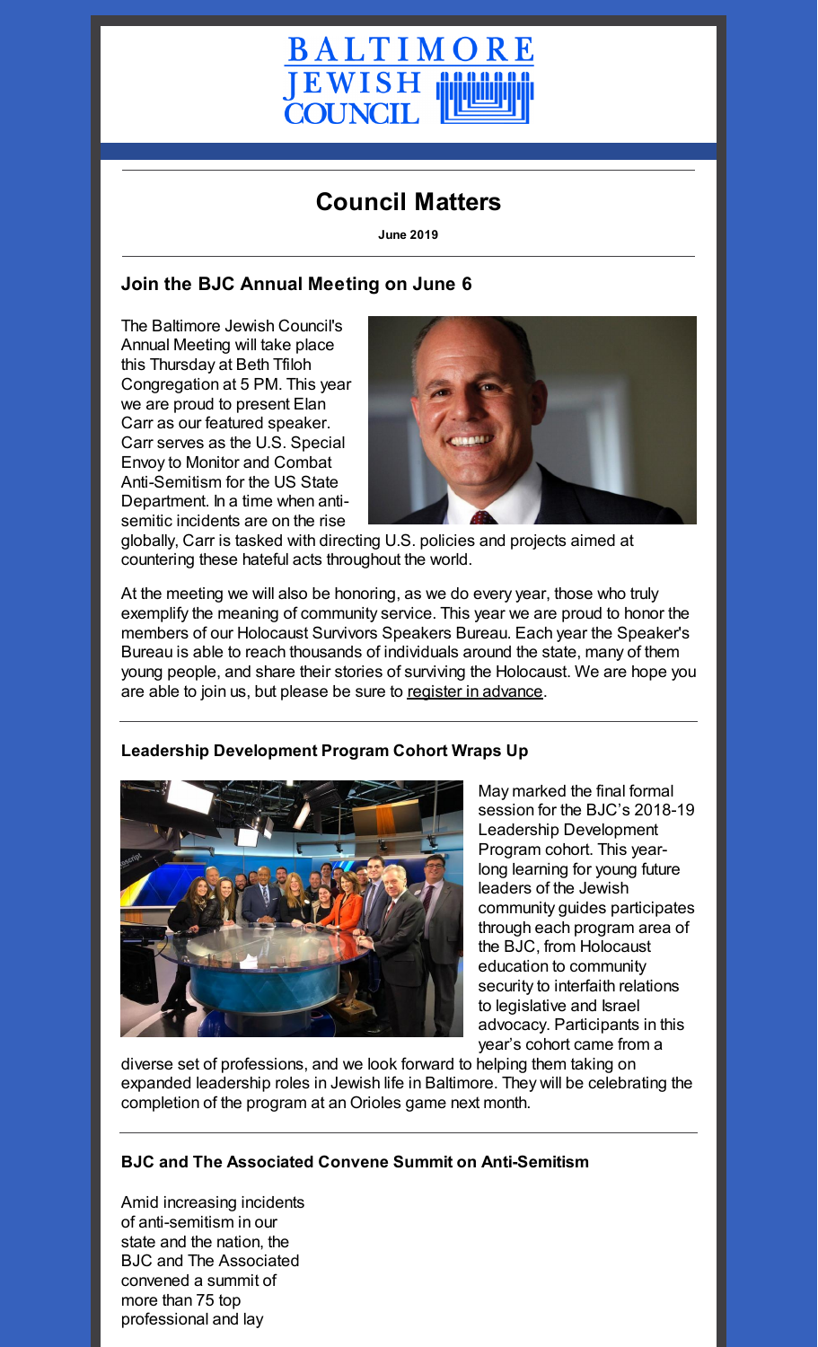BALTIMORE JEWISH COUNCIL

# Council Matters

**June 2019**

## Join the BJC Annual Meeting on June 6

The Baltimore Jewish Council's Annual Meeting will take place this Thursday at Beth Tfiloh Congregation at 5 PM. This year we are proud to present Elan Carr as our featured speaker. Carr serves as the U.S. Special Envoy to Monitor and Combat Anti-Semitism for the US State Department. In a time when anti-semitic incidents are on the rise globally, Carr is tasked with directing U.S. policies and projects aimed at countering these hateful acts throughout the world.

At the meeting we will also be honoring, as we do every year, those who truly exemplify the meaning of community service. This year we are proud to honor the members of our Holocaust Survivors Speakers Bureau. Each year the Speaker's Bureau is able to reach thousands of individuals around the state, many of them young people, and share their stories of surviving the Holocaust. We are hope you are able to join us, but please be sure to register in advance.

### Leadership Development Program Cohort Wraps Up

May marked the final formal session for the BJC's 2018-19 Leadership Development Program cohort. This year-long learning for young future leaders of the Jewish community guides participates through each program area of the BJC, from Holocaust education to community security to interfaith relations to legislative and Israel advocacy. Participants in this year's cohort came from a diverse set of professions, and we look forward to helping them taking on expanded leadership roles in Jewish life in Baltimore. They will be celebrating the completion of the program at an Orioles game next month.

### BJC and The Associated Convene Summit on Anti-Semitism

Amid increasing incidents of anti-semitism in our state and the nation, the BJC and The Associated convened a summit of more than 75 top professional and lay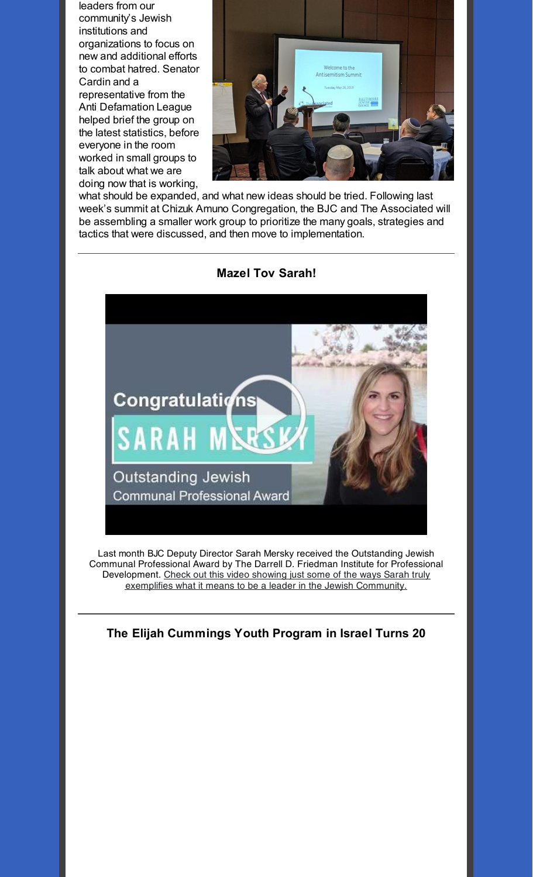leaders from our community's Jewish institutions and organizations to focus on new and additional efforts to combat hatred. Senator Cardin and a representative from the Anti Defamation League helped brief the group on the latest statistics, before everyone in the room worked in small groups to talk about what we are doing now that is working, what should be expanded, and what new ideas should be tried. Following last week's summit at Chizuk Amuno Congregation, the BJC and The Associated will be assembling a smaller work group to prioritize the many goals, strategies and tactics that were discussed, and then move to implementation.

---

### Mazel Tov Sarah!

Last month BJC Deputy Director Sarah Mersky received the Outstanding Jewish Communal Professional Award by The Darrell D. Friedman Institute for Professional Development. Check out this video showing just some of the ways Sarah truly exemplifies what it means to be a leader in the Jewish Community.

---

### The Elijah Cummings Youth Program in Israel Turns 20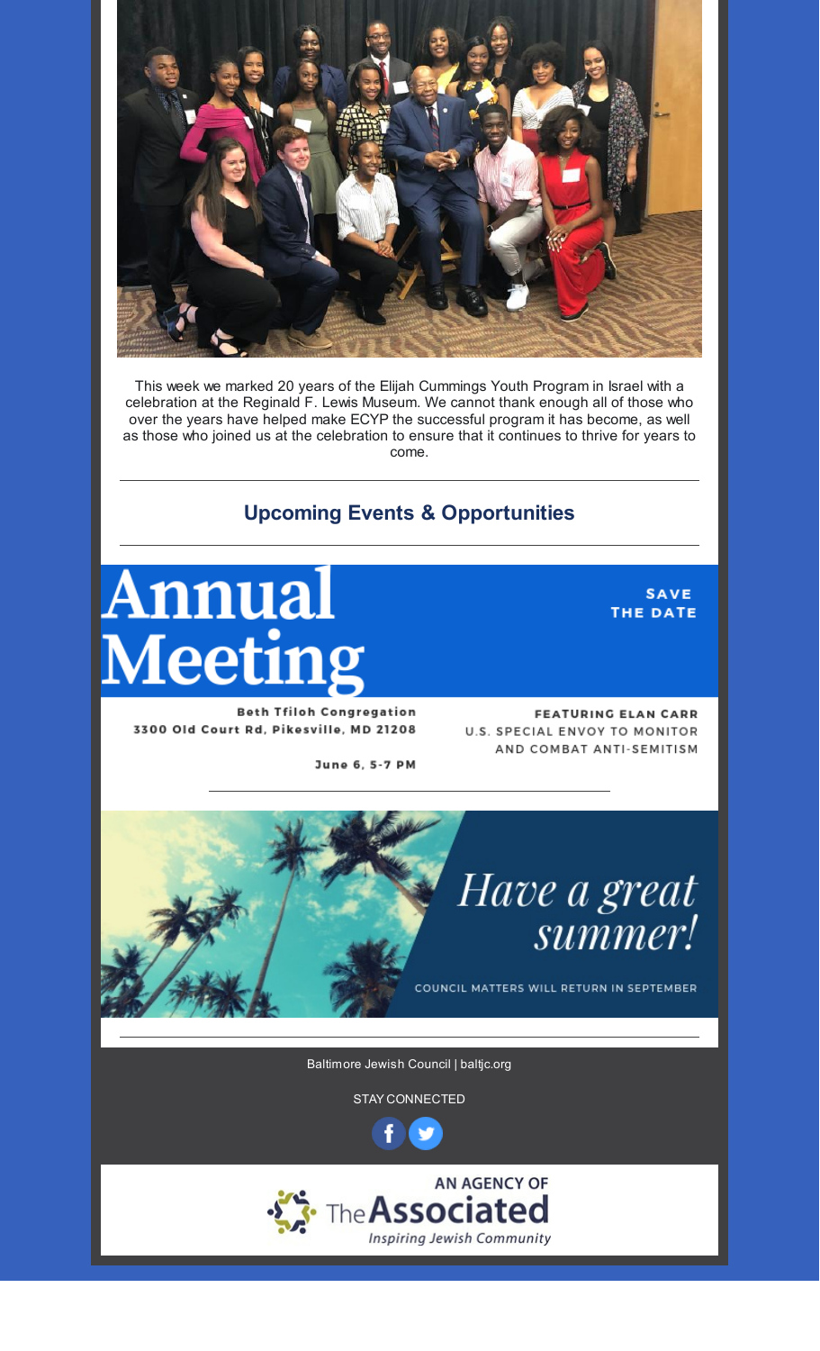This week we marked 20 years of the Elijah Cummings Youth Program in Israel with a celebration at the Reginald F. Lewis Museum. We cannot thank enough all of those who over the years have helped make ECYP the successful program it has become, as well as those who joined us at the celebration to ensure that it continues to thrive for years to come.

---

## Upcoming Events & Opportunities

---

# Annual Meeting

**SAVE THE DATE**

**Beth Tfiloh Congregation**
3300 Old Court Rd, Pikesville, MD 21208

**June 6, 5-7 PM**

**FEATURING ELAN CARR**
U.S. SPECIAL ENVOY TO MONITOR AND COMBAT ANTI-SEMITISM

---

*Have a great summer!*

COUNCIL MATTERS WILL RETURN IN SEPTEMBER

---

Baltimore Jewish Council | baltjc.org

STAY CONNECTED

AN AGENCY OF The Associated
*Inspiring Jewish Community*